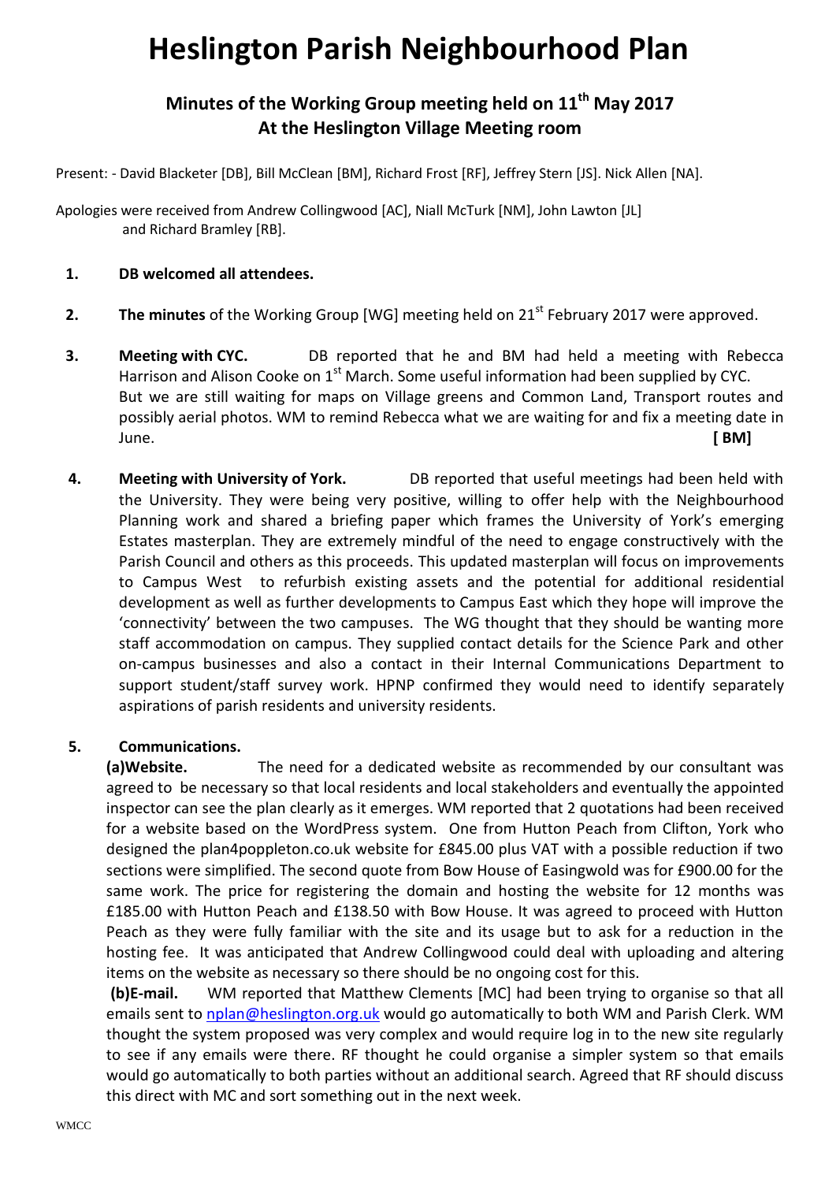# Heslington Parish Neighbourhood Plan

## Minutes of the Working Group meeting held on 11th May 2017 At the Heslington Village Meeting room

Present: - David Blacketer [DB], Bill McClean [BM], Richard Frost [RF], Jeffrey Stern [JS]. Nick Allen [NA].

Apologies were received from Andrew Collingwood [AC], Niall McTurk [NM], John Lawton [JL] and Richard Bramley [RB].

1. **DB welcomed all attendees.**

2. **The minutes** of the Working Group [WG] meeting held on 21st February 2017 were approved.

3. **Meeting with CYC.** DB reported that he and BM had held a meeting with Rebecca Harrison and Alison Cooke on 1st March. Some useful information had been supplied by CYC. But we are still waiting for maps on Village greens and Common Land, Transport routes and possibly aerial photos. WM to remind Rebecca what we are waiting for and fix a meeting date in June. **[ BM]**

4. **Meeting with University of York.** DB reported that useful meetings had been held with the University. They were being very positive, willing to offer help with the Neighbourhood Planning work and shared a briefing paper which frames the University of York's emerging Estates masterplan. They are extremely mindful of the need to engage constructively with the Parish Council and others as this proceeds. This updated masterplan will focus on improvements to Campus West to refurbish existing assets and the potential for additional residential development as well as further developments to Campus East which they hope will improve the 'connectivity' between the two campuses. The WG thought that they should be wanting more staff accommodation on campus. They supplied contact details for the Science Park and other on-campus businesses and also a contact in their Internal Communications Department to support student/staff survey work. HPNP confirmed they would need to identify separately aspirations of parish residents and university residents.

5. **Communications.**

   **(a)Website.** The need for a dedicated website as recommended by our consultant was agreed to be necessary so that local residents and local stakeholders and eventually the appointed inspector can see the plan clearly as it emerges. WM reported that 2 quotations had been received for a website based on the WordPress system. One from Hutton Peach from Clifton, York who designed the plan4poppleton.co.uk website for £845.00 plus VAT with a possible reduction if two sections were simplified. The second quote from Bow House of Easingwold was for £900.00 for the same work. The price for registering the domain and hosting the website for 12 months was £185.00 with Hutton Peach and £138.50 with Bow House. It was agreed to proceed with Hutton Peach as they were fully familiar with the site and its usage but to ask for a reduction in the hosting fee. It was anticipated that Andrew Collingwood could deal with uploading and altering items on the website as necessary so there should be no ongoing cost for this.

   **(b)E-mail.** WM reported that Matthew Clements [MC] had been trying to organise so that all emails sent to nplan@heslington.org.uk would go automatically to both WM and Parish Clerk. WM thought the system proposed was very complex and would require log in to the new site regularly to see if any emails were there. RF thought he could organise a simpler system so that emails would go automatically to both parties without an additional search. Agreed that RF should discuss this direct with MC and sort something out in the next week.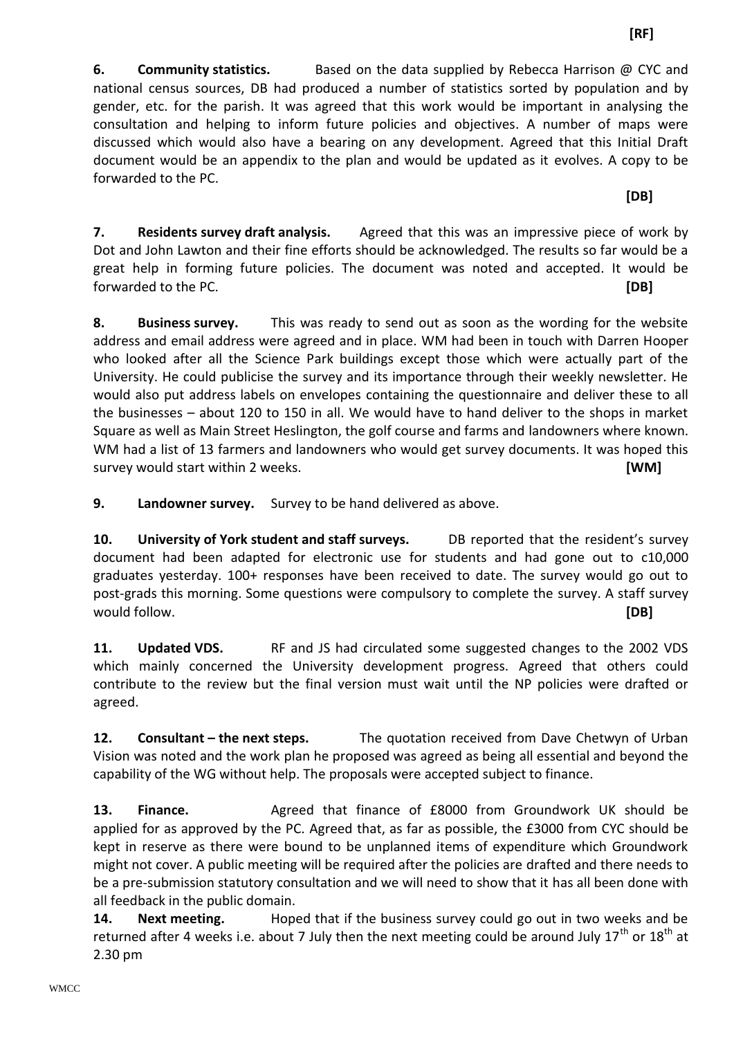**[RF]**

**6. Community statistics.** Based on the data supplied by Rebecca Harrison @ CYC and national census sources, DB had produced a number of statistics sorted by population and by gender, etc. for the parish. It was agreed that this work would be important in analysing the consultation and helping to inform future policies and objectives. A number of maps were discussed which would also have a bearing on any development. Agreed that this Initial Draft document would be an appendix to the plan and would be updated as it evolves. A copy to be forwarded to the PC.

**[DB]**

**7. Residents survey draft analysis.** Agreed that this was an impressive piece of work by Dot and John Lawton and their fine efforts should be acknowledged. The results so far would be a great help in forming future policies. The document was noted and accepted. It would be forwarded to the PC. **[DB]**

**8. Business survey.** This was ready to send out as soon as the wording for the website address and email address were agreed and in place. WM had been in touch with Darren Hooper who looked after all the Science Park buildings except those which were actually part of the University. He could publicise the survey and its importance through their weekly newsletter. He would also put address labels on envelopes containing the questionnaire and deliver these to all the businesses – about 120 to 150 in all. We would have to hand deliver to the shops in market Square as well as Main Street Heslington, the golf course and farms and landowners where known. WM had a list of 13 farmers and landowners who would get survey documents. It was hoped this survey would start within 2 weeks. **[WM]**

**9. Landowner survey.** Survey to be hand delivered as above.

**10. University of York student and staff surveys.** DB reported that the resident's survey document had been adapted for electronic use for students and had gone out to c10,000 graduates yesterday. 100+ responses have been received to date. The survey would go out to post-grads this morning. Some questions were compulsory to complete the survey. A staff survey would follow. **[DB]**

**11. Updated VDS.** RF and JS had circulated some suggested changes to the 2002 VDS which mainly concerned the University development progress. Agreed that others could contribute to the review but the final version must wait until the NP policies were drafted or agreed.

**12. Consultant – the next steps.** The quotation received from Dave Chetwyn of Urban Vision was noted and the work plan he proposed was agreed as being all essential and beyond the capability of the WG without help. The proposals were accepted subject to finance.

**13. Finance.** Agreed that finance of £8000 from Groundwork UK should be applied for as approved by the PC. Agreed that, as far as possible, the £3000 from CYC should be kept in reserve as there were bound to be unplanned items of expenditure which Groundwork might not cover. A public meeting will be required after the policies are drafted and there needs to be a pre-submission statutory consultation and we will need to show that it has all been done with all feedback in the public domain.

**14. Next meeting.** Hoped that if the business survey could go out in two weeks and be returned after 4 weeks i.e. about 7 July then the next meeting could be around July 17th or 18th at 2.30 pm